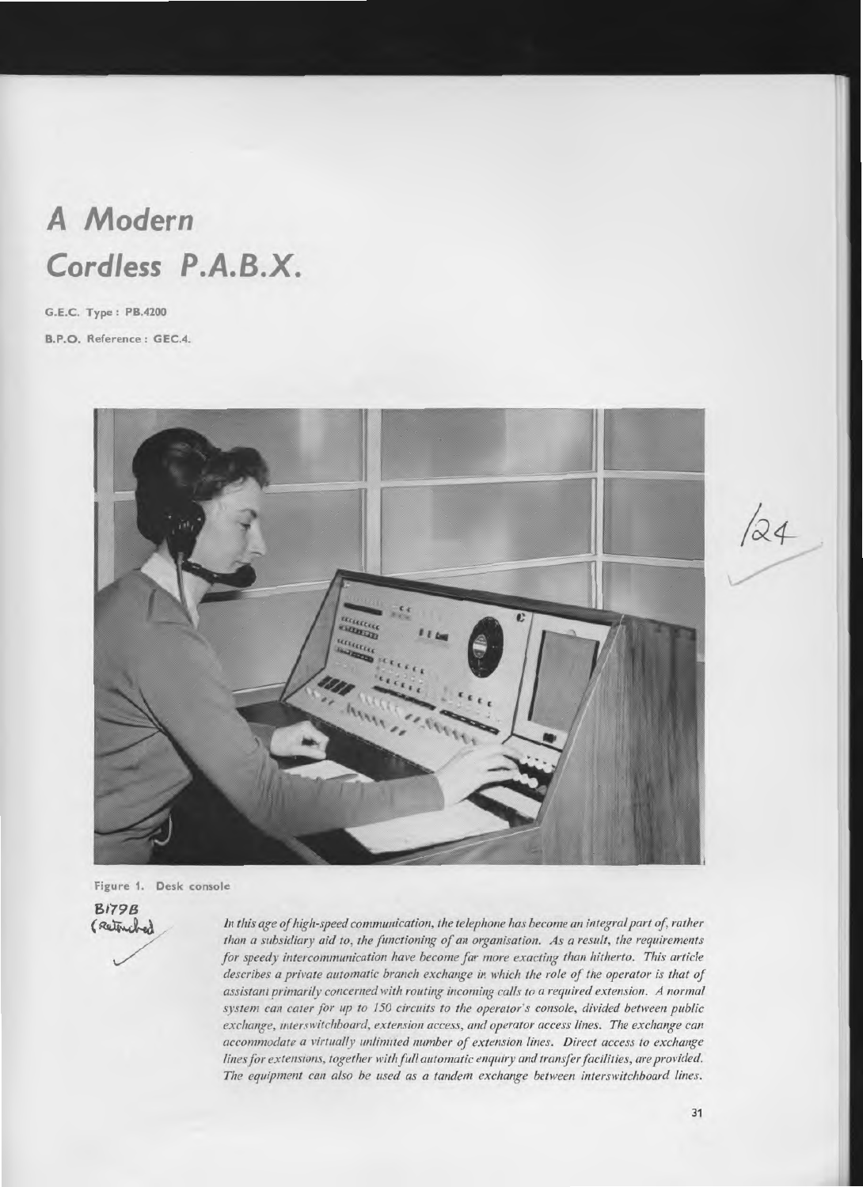# A Modern Cordless P.A.B.X.

**G.E.C. Type : PB.4200**

**B.P.O. Reference : GEC.4.**

Figure 1. Desk console

*In this age of high-speed communication, the telephone has become an integral part of, rather than a subsidiary aid to, the functioning of an organisation. As a result, the requirements for speedy intercommunication have become far more exacting than hitherto. This article describes a private automatic branch exchange in which the role of the operator is that of assistant primarily concerned with routing incoming calls to a required extension. A normal system can cater for up to 150 circuits to the operator's console, divided between public exchange, interswitchboard, extension access, and operator access lines. The exchange can accommodate a virtually unlimited number of extension lines. Direct access to exchange lines for extensions, together with full automatic enquiry and transfer facilities, are provided. The equipment can also be used as a tandem exchange between interswitchboard lines.*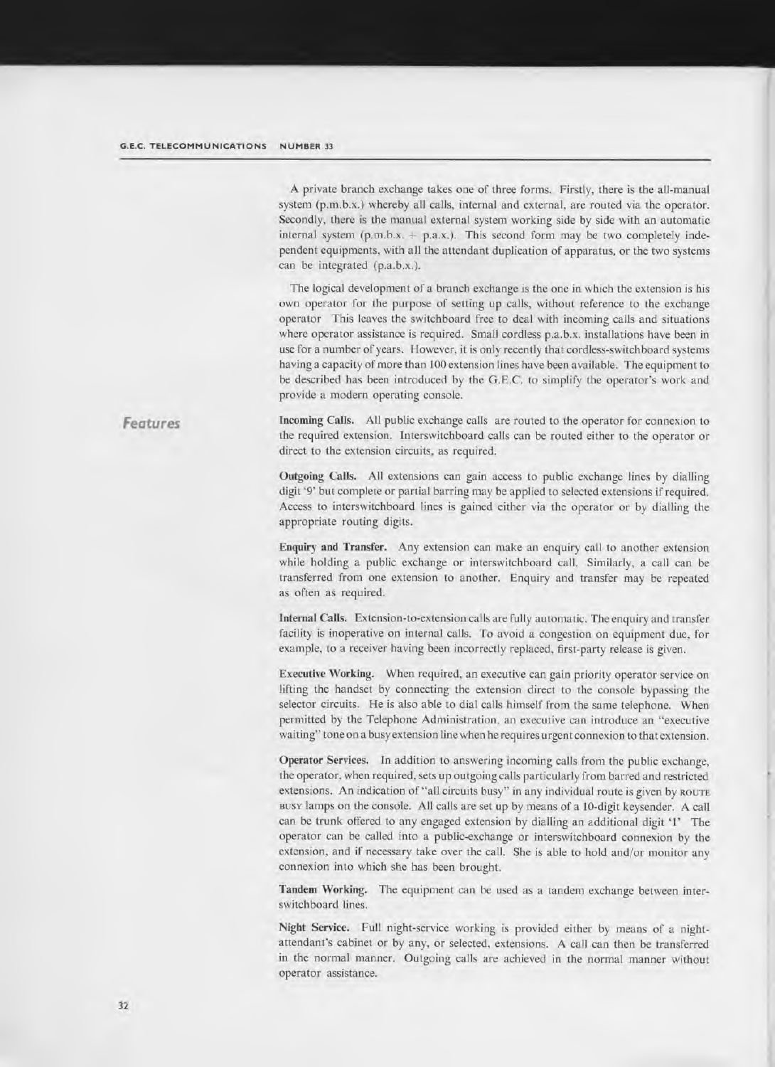A private branch exchange takes one of three forms. Firstly, there is the all-manual system (p.m.b.x.) whereby all calls, internal and external, are routed via the operator. Secondly, there is the manual external system working side by side with an automatic internal system (p.m.b.x. + p.a.x.). This second form may be two completely independent equipments, with all the attendant duplication of apparatus, or the two systems can be integrated (p.a.b.x.).

The logical development of a branch exchange is the one in which the extension is his own operator for the purpose of setting up calls, without reference to the exchange operator This leaves the switchboard free to deal with incoming calls and situations where operator assistance is required. Small cordless p.a.b.x. installations have been in use for a number of years. However, it is only recently that cordless-switchboard systems having a capacity of more than 100 extension lines have been available. The equipment to be described has been introduced by the G.E.C. to simplify the operator's work and provide a modern operating console.

## Features

**Incoming Calls.** All public exchange calls are routed to the operator for connexion to the required extension. Interswitchboard calls can be routed either to the operator or direct to the extension circuits, as required.

**Outgoing Calls.** All extensions can gain access to public exchange lines by dialling digit '9' but complete or partial barring may be applied to selected extensions if required. Access to interswitchboard lines is gained either via the operator or by dialling the appropriate routing digits.

**Enquiry and Transfer.** Any extension can make an enquiry call to another extension while holding a public exchange or interswitchboard call. Similarly, a call can be transferred from one extension to another. Enquiry and transfer may be repeated as often as required.

**Internal Calls.** Extension-to-extension calls are fully automatic. The enquiry and transfer facility is inoperative on internal calls. To avoid a congestion on equipment due, for example, to a receiver having been incorrectly replaced, first-party release is given.

**Executive Working.** When required, an executive can gain priority operator service on lifting the handset by connecting the extension direct to the console bypassing the selector circuits. He is also able to dial calls himself from the same telephone. When permitted by the Telephone Administration, an executive can introduce an "executive waiting" tone on a busy extension line when he requires urgent connexion to that extension.

**Operator Services.** In addition to answering incoming calls from the public exchange, the operator, when required, sets up outgoing calls particularly from barred and restricted extensions. An indication of "all circuits busy" in any individual route is given by ROUTE BUSY lamps on the console. All calls are set up by means of a 10-digit keysender. A call can be trunk offered to any engaged extension by dialling an additional digit '1' The operator can be called into a public-exchange or interswitchboard connexion by the extension, and if necessary take over the call. She is able to hold and/or monitor any connexion into which she has been brought.

**Tandem Working.** The equipment can be used as a tandem exchange between interswitchboard lines.

**Night Service.** Full night-service working is provided either by means of a night-attendant's cabinet or by any, or selected, extensions. A call can then be transferred in the normal manner. Outgoing calls are achieved in the normal manner without operator assistance.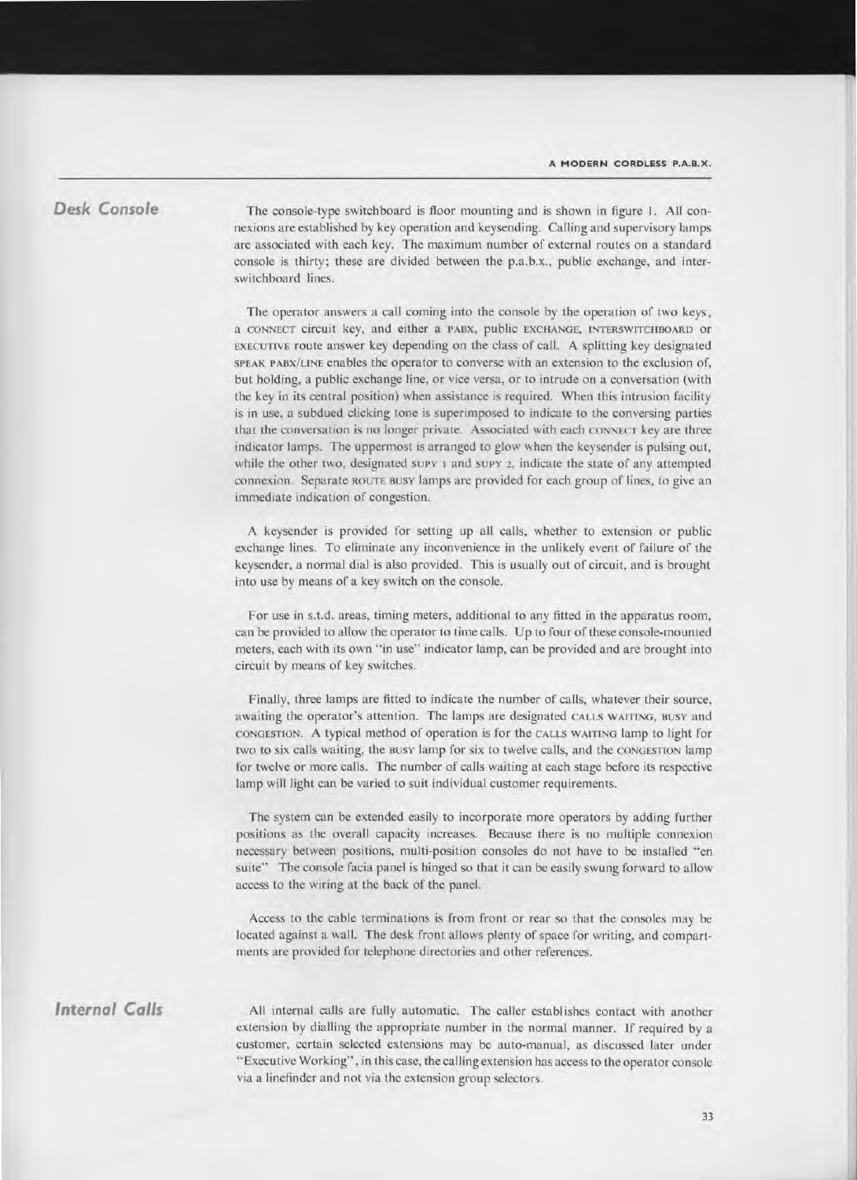## Desk Console

The console-type switchboard is floor mounting and is shown in figure 1. All connexions are established by key operation and keysending. Calling and supervisory lamps are associated with each key. The maximum number of external routes on a standard console is thirty; these are divided between the p.a.b.x., public exchange, and inter-switchboard lines.

The operator answers a call coming into the console by the operation of two keys, a CONNECT circuit key, and either a PABX, public EXCHANGE, INTERSWITCHBOARD or EXECUTIVE route answer key depending on the class of call. A splitting key designated SPEAK PABX/LINE enables the operator to converse with an extension to the exclusion of, but holding, a public exchange line, or vice versa, or to intrude on a conversation (with the key in its central position) when assistance is required. When this intrusion facility is in use, a subdued clicking tone is superimposed to indicate to the conversing parties that the conversation is no longer private. Associated with each CONNECT key are three indicator lamps. The uppermost is arranged to glow when the keysender is pulsing out, while the other two, designated SUPY 1 and SUPY 2, indicate the state of any attempted connexion. Separate ROUTE BUSY lamps are provided for each group of lines, to give an immediate indication of congestion.

A keysender is provided for setting up all calls, whether to extension or public exchange lines. To eliminate any inconvenience in the unlikely event of failure of the keysender, a normal dial is also provided. This is usually out of circuit, and is brought into use by means of a key switch on the console.

For use in s.t.d. areas, timing meters, additional to any fitted in the apparatus room, can be provided to allow the operator to time calls. Up to four of these console-mounted meters, each with its own "in use" indicator lamp, can be provided and are brought into circuit by means of key switches.

Finally, three lamps are fitted to indicate the number of calls, whatever their source, awaiting the operator's attention. The lamps are designated CALLS WAITING, BUSY and CONGESTION. A typical method of operation is for the CALLS WAITING lamp to light for two to six calls waiting, the BUSY lamp for six to twelve calls, and the CONGESTION lamp for twelve or more calls. The number of calls waiting at each stage before its respective lamp will light can be varied to suit individual customer requirements.

The system can be extended easily to incorporate more operators by adding further positions as the overall capacity increases. Because there is no multiple connexion necessary between positions, multi-position consoles do not have to be installed "en suite" The console facia panel is hinged so that it can be easily swung forward to allow access to the wiring at the back of the panel.

Access to the cable terminations is from front or rear so that the consoles may be located against a wall. The desk front allows plenty of space for writing, and compartments are provided for telephone directories and other references.

## Internal Calls

All internal calls are fully automatic. The caller establishes contact with another extension by dialling the appropriate number in the normal manner. If required by a customer, certain selected extensions may be auto-manual, as discussed later under "Executive Working", in this case, the calling extension has access to the operator console via a linefinder and not via the extension group selectors.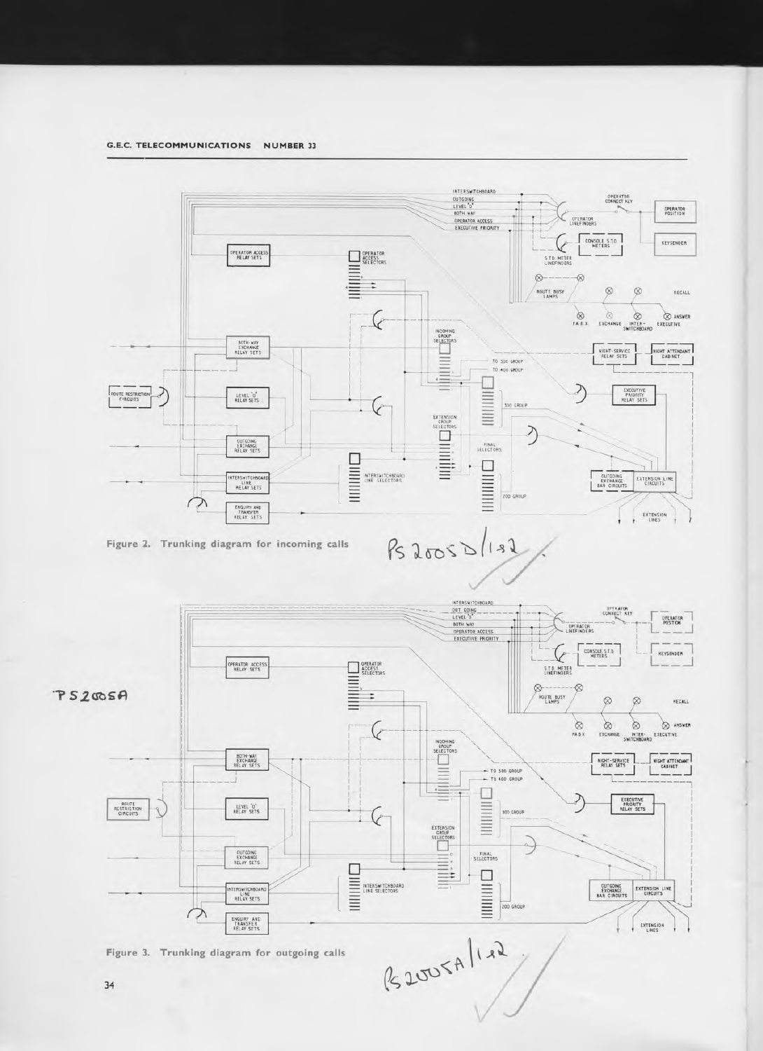Figure 2. Trunking diagram for incoming calls

Figure 3. Trunking diagram for outgoing calls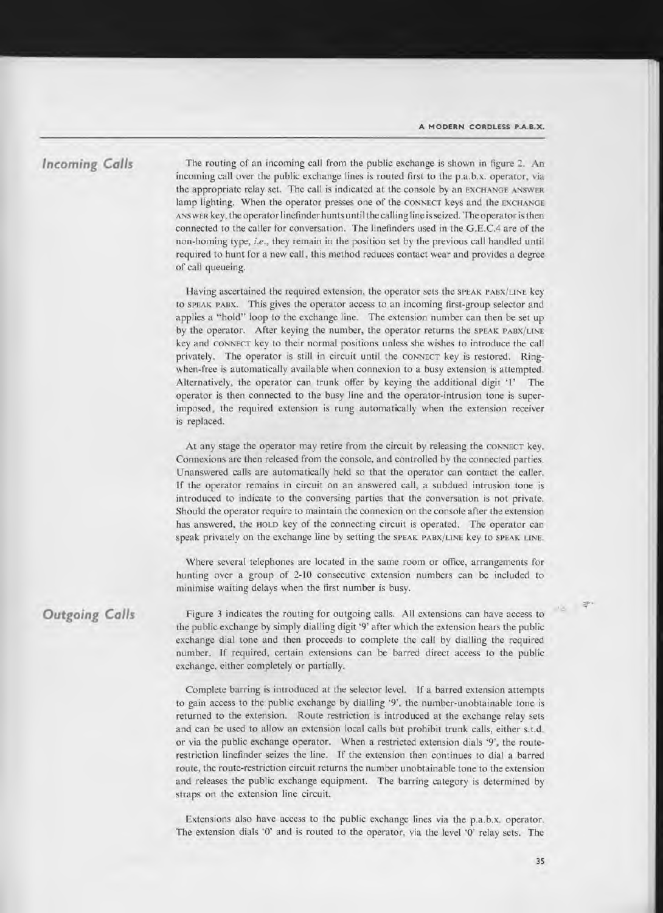## Incoming Calls

The routing of an incoming call from the public exchange is shown in figure 2. An incoming call over the public exchange lines is routed first to the p.a.b.x. operator, via the appropriate relay set. The call is indicated at the console by an EXCHANGE ANSWER lamp lighting. When the operator presses one of the CONNECT keys and the EXCHANGE ANSWER key, the operator linefinder hunts until the calling line is seized. The operator is then connected to the caller for conversation. The linefinders used in the G.E.C.4 are of the non-homing type, *i.e.*, they remain in the position set by the previous call handled until required to hunt for a new call, this method reduces contact wear and provides a degree of call queueing.

Having ascertained the required extension, the operator sets the SPEAK PABX/LINE key to SPEAK PABX. This gives the operator access to an incoming first-group selector and applies a "hold" loop to the exchange line. The extension number can then be set up by the operator. After keying the number, the operator returns the SPEAK PABX/LINE key and CONNECT key to their normal positions unless she wishes to introduce the call privately. The operator is still in circuit until the CONNECT key is restored. Ring-when-free is automatically available when connexion to a busy extension is attempted. Alternatively, the operator can trunk offer by keying the additional digit '1' The operator is then connected to the busy line and the operator-intrusion tone is superimposed, the required extension is rung automatically when the extension receiver is replaced.

At any stage the operator may retire from the circuit by releasing the CONNECT key. Connexions are then released from the console, and controlled by the connected parties. Unanswered calls are automatically held so that the operator can contact the caller. If the operator remains in circuit on an answered call, a subdued intrusion tone is introduced to indicate to the conversing parties that the conversation is not private. Should the operator require to maintain the connexion on the console after the extension has answered, the HOLD key of the connecting circuit is operated. The operator can speak privately on the exchange line by setting the SPEAK PABX/LINE key to SPEAK LINE.

Where several telephones are located in the same room or office, arrangements for hunting over a group of 2-10 consecutive extension numbers can be included to minimise waiting delays when the first number is busy.

## Outgoing Calls

Figure 3 indicates the routing for outgoing calls. All extensions can have access to the public exchange by simply dialling digit '9' after which the extension hears the public exchange dial tone and then proceeds to complete the call by dialling the required number. If required, certain extensions can be barred direct access to the public exchange, either completely or partially.

Complete barring is introduced at the selector level. If a barred extension attempts to gain access to the public exchange by dialling '9', the number-unobtainable tone is returned to the extension. Route restriction is introduced at the exchange relay sets and can be used to allow an extension local calls but prohibit trunk calls, either s.t.d. or via the public exchange operator. When a restricted extension dials '9', the route-restriction linefinder seizes the line. If the extension then continues to dial a barred route, the route-restriction circuit returns the number unobtainable tone to the extension and releases the public exchange equipment. The barring category is determined by straps on the extension line circuit.

Extensions also have access to the public exchange lines via the p.a.b.x. operator. The extension dials '0' and is routed to the operator, via the level '0' relay sets. The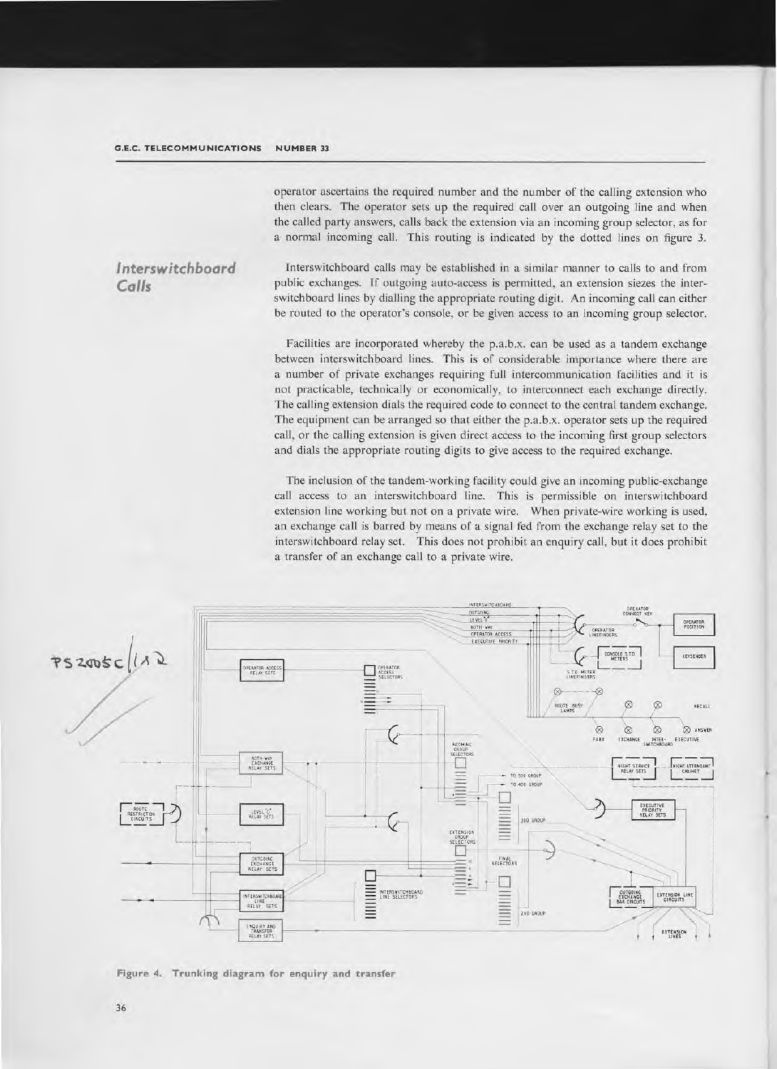operator ascertains the required number and the number of the calling extension who then clears. The operator sets up the required call over an outgoing line and when the called party answers, calls back the extension via an incoming group selector, as for a normal incoming call. This routing is indicated by the dotted lines on figure 3.

## *Interswitchboard Calls*

Interswitchboard calls may be established in a similar manner to calls to and from public exchanges. If outgoing auto-access is permitted, an extension seizes the interswitchboard lines by dialling the appropriate routing digit. An incoming call can either be routed to the operator's console, or be given access to an incoming group selector.

Facilities are incorporated whereby the p.a.b.x. can be used as a tandem exchange between interswitchboard lines. This is of considerable importance where there are a number of private exchanges requiring full intercommunication facilities and it is not practicable, technically or economically, to interconnect each exchange directly. The calling extension dials the required code to connect to the central tandem exchange. The equipment can be arranged so that either the p.a.b.x. operator sets up the required call, or the calling extension is given direct access to the incoming first group selectors and dials the appropriate routing digits to give access to the required exchange.

The inclusion of the tandem-working facility could give an incoming public-exchange call access to an interswitchboard line. This is permissible on interswitchboard extension line working but not on a private wire. When private-wire working is used, an exchange call is barred by means of a signal fed from the exchange relay set to the interswitchboard relay set. This does not prohibit an enquiry call, but it does prohibit a transfer of an exchange call to a private wire.

**Figure 4. Trunking diagram for enquiry and transfer**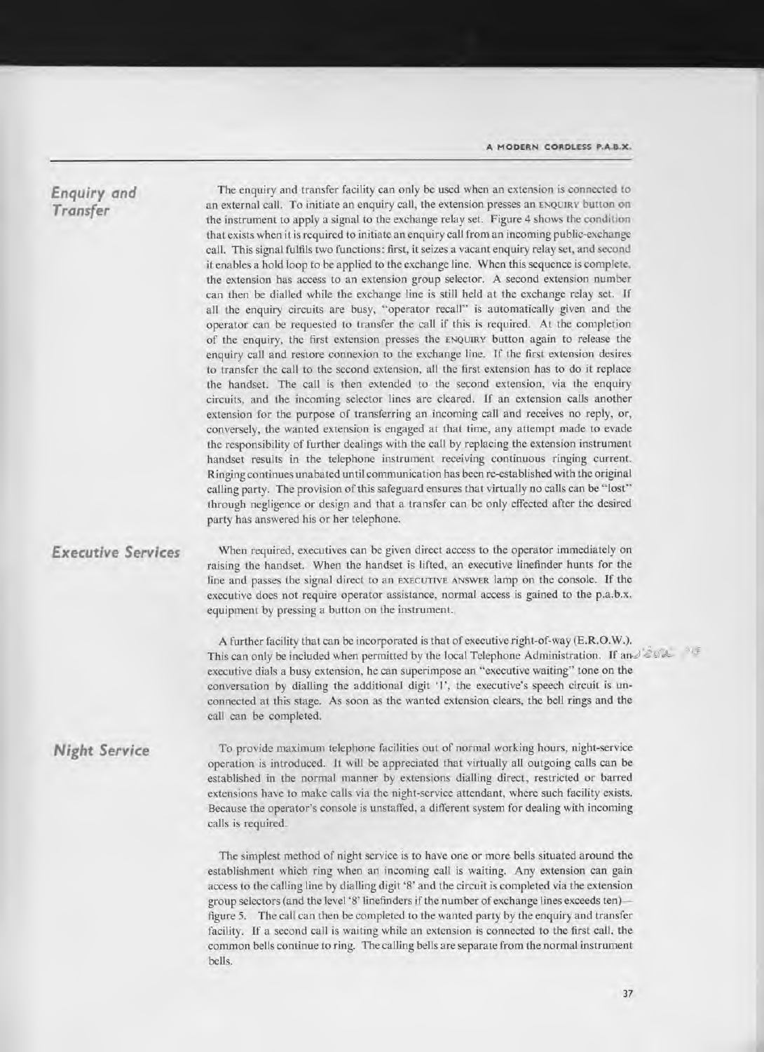## Enquiry and Transfer

The enquiry and transfer facility can only be used when an extension is connected to an external call. To initiate an enquiry call, the extension presses an ENQUIRY button on the instrument to apply a signal to the exchange relay set. Figure 4 shows the condition that exists when it is required to initiate an enquiry call from an incoming public-exchange call. This signal fulfils two functions: first, it seizes a vacant enquiry relay set, and second it enables a hold loop to be applied to the exchange line. When this sequence is complete, the extension has access to an extension group selector. A second extension number can then be dialled while the exchange line is still held at the exchange relay set. If all the enquiry circuits are busy, "operator recall" is automatically given and the operator can be requested to transfer the call if this is required. At the completion of the enquiry, the first extension presses the ENQUIRY button again to release the enquiry call and restore connexion to the exchange line. If the first extension desires to transfer the call to the second extension, all the first extension has to do it replace the handset. The call is then extended to the second extension, via the enquiry circuits, and the incoming selector lines are cleared. If an extension calls another extension for the purpose of transferring an incoming call and receives no reply, or, conversely, the wanted extension is engaged at that time, any attempt made to evade the responsibility of further dealings with the call by replacing the extension instrument handset results in the telephone instrument receiving continuous ringing current. Ringing continues unabated until communication has been re-established with the original calling party. The provision of this safeguard ensures that virtually no calls can be "lost" through negligence or design and that a transfer can be only effected after the desired party has answered his or her telephone.

## Executive Services

When required, executives can be given direct access to the operator immediately on raising the handset. When the handset is lifted, an executive linefinder hunts for the line and passes the signal direct to an EXECUTIVE ANSWER lamp on the console. If the executive does not require operator assistance, normal access is gained to the p.a.b.x. equipment by pressing a button on the instrument.

A further facility that can be incorporated is that of executive right-of-way (E.R.O.W.). This can only be included when permitted by the local Telephone Administration. If an executive dials a busy extension, he can superimpose an "executive waiting" tone on the conversation by dialling the additional digit '1', the executive's speech circuit is unconnected at this stage. As soon as the wanted extension clears, the bell rings and the call can be completed.

## Night Service

To provide maximum telephone facilities out of normal working hours, night-service operation is introduced. It will be appreciated that virtually all outgoing calls can be established in the normal manner by extensions dialling direct, restricted or barred extensions have to make calls via the night-service attendant, where such facility exists. Because the operator's console is unstaffed, a different system for dealing with incoming calls is required.

The simplest method of night service is to have one or more bells situated around the establishment which ring when an incoming call is waiting. Any extension can gain access to the calling line by dialling digit '8' and the circuit is completed via the extension group selectors (and the level '8' linefinders if the number of exchange lines exceeds ten)—figure 5. The call can then be completed to the wanted party by the enquiry and transfer facility. If a second call is waiting while an extension is connected to the first call, the common bells continue to ring. The calling bells are separate from the normal instrument bells.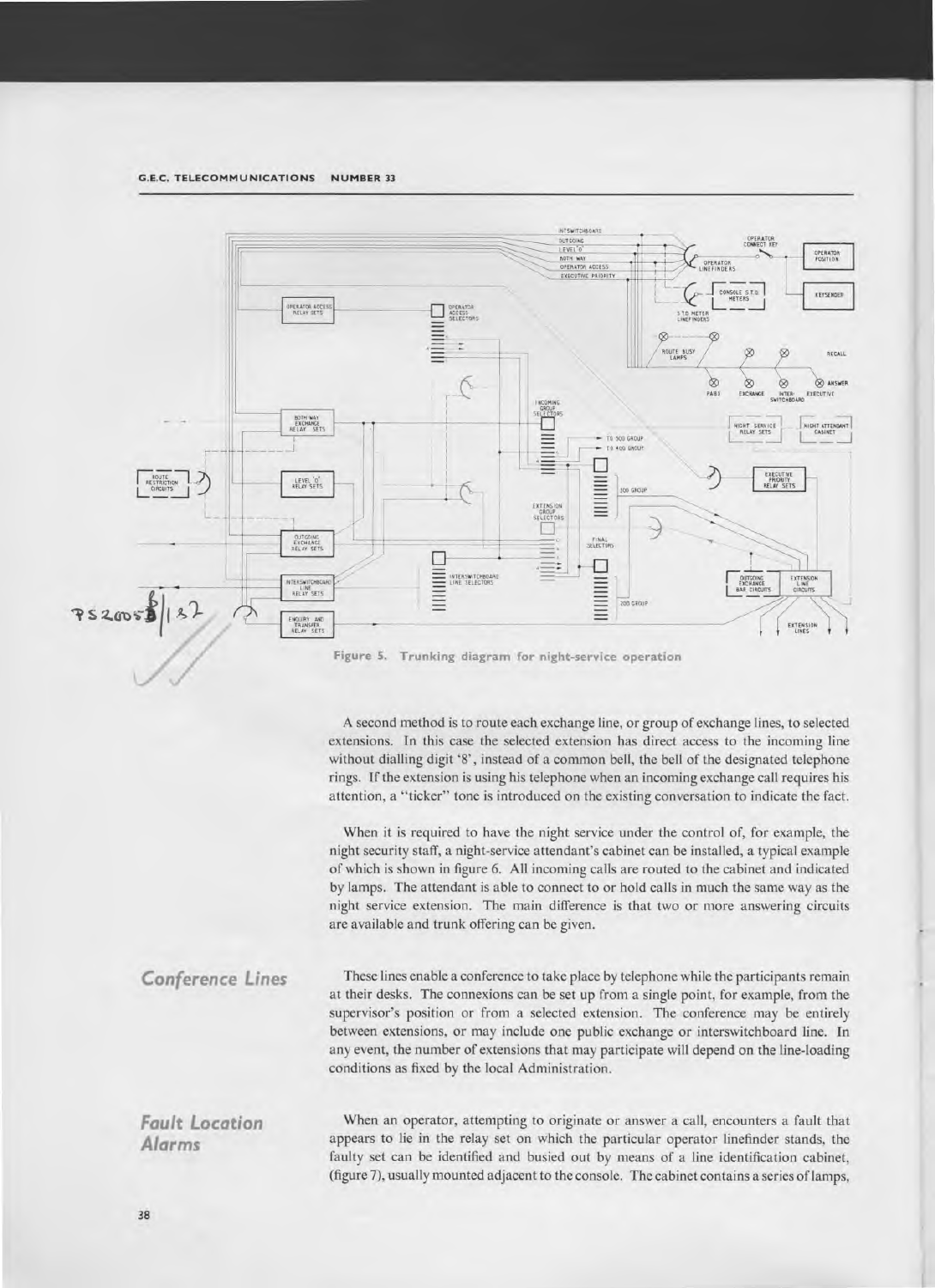Figure 5. Trunking diagram for night-service operation

A second method is to route each exchange line, or group of exchange lines, to selected extensions. In this case the selected extension has direct access to the incoming line without dialling digit '8', instead of a common bell, the bell of the designated telephone rings. If the extension is using his telephone when an incoming exchange call requires his attention, a "ticker" tone is introduced on the existing conversation to indicate the fact.

When it is required to have the night service under the control of, for example, the night security staff, a night-service attendant's cabinet can be installed, a typical example of which is shown in figure 6. All incoming calls are routed to the cabinet and indicated by lamps. The attendant is able to connect to or hold calls in much the same way as the night service extension. The main difference is that two or more answering circuits are available and trunk offering can be given.

## Conference Lines

These lines enable a conference to take place by telephone while the participants remain at their desks. The connexions can be set up from a single point, for example, from the supervisor's position or from a selected extension. The conference may be entirely between extensions, or may include one public exchange or interswitchboard line. In any event, the number of extensions that may participate will depend on the line-loading conditions as fixed by the local Administration.

## Fault Location Alarms

When an operator, attempting to originate or answer a call, encounters a fault that appears to lie in the relay set on which the particular operator linefinder stands, the faulty set can be identified and busied out by means of a line identification cabinet, (figure 7), usually mounted adjacent to the console. The cabinet contains a series of lamps,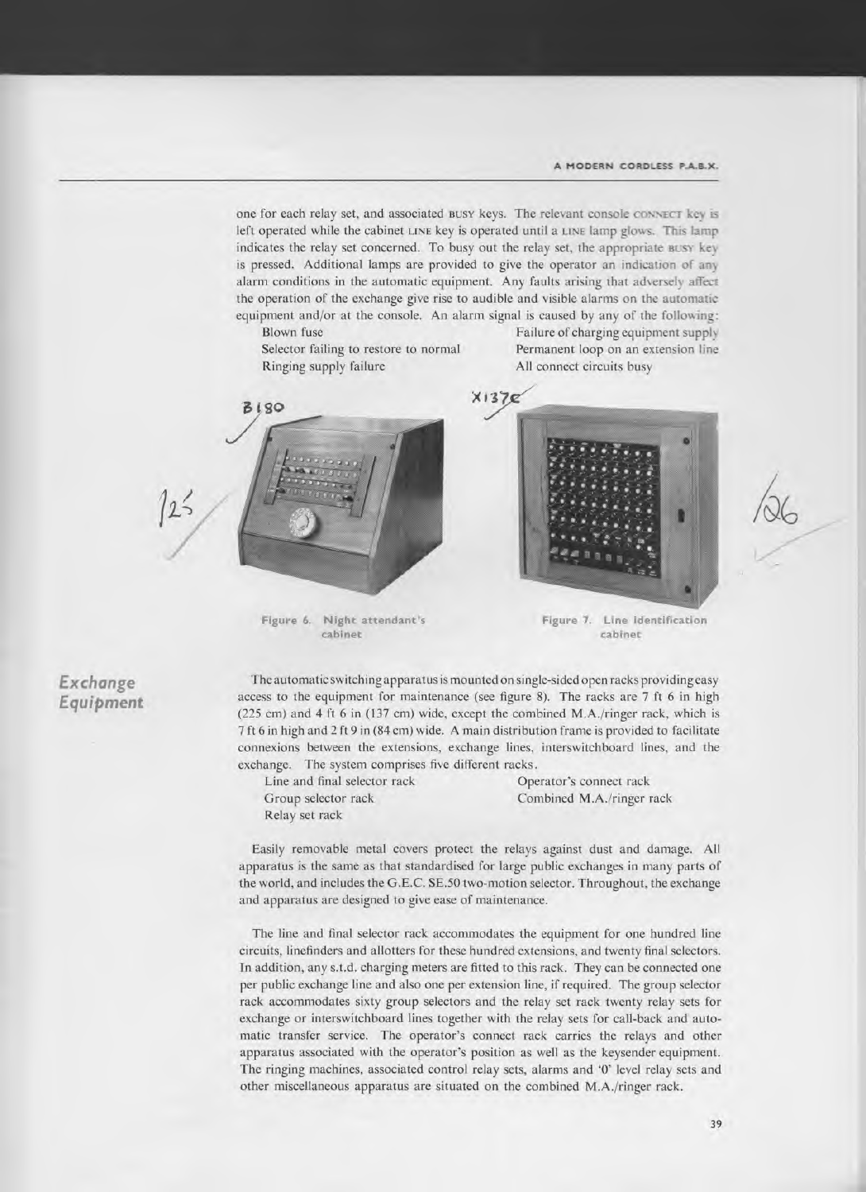one for each relay set, and associated BUSY keys. The relevant console CONNECT key is left operated while the cabinet LINE key is operated until a LINE lamp glows. This lamp indicates the relay set concerned. To busy out the relay set, the appropriate BUSY key is pressed. Additional lamps are provided to give the operator an indication of any alarm conditions in the automatic equipment. Any faults arising that adversely affect the operation of the exchange give rise to audible and visible alarms on the automatic equipment and/or at the console. An alarm signal is caused by any of the following:

- Blown fuse
- Selector failing to restore to normal
- Ringing supply failure
- Failure of charging equipment supply
- Permanent loop on an extension line
- All connect circuits busy

Figure 6. Night attendant's cabinet

Figure 7. Line identification cabinet

## Exchange Equipment

The automatic switching apparatus is mounted on single-sided open racks providing easy access to the equipment for maintenance (see figure 8). The racks are 7 ft 6 in high (225 cm) and 4 ft 6 in (137 cm) wide, except the combined M.A./ringer rack, which is 7 ft 6 in high and 2 ft 9 in (84 cm) wide. A main distribution frame is provided to facilitate connexions between the extensions, exchange lines, interswitchboard lines, and the exchange. The system comprises five different racks.

- Line and final selector rack
- Group selector rack
- Relay set rack
- Operator's connect rack
- Combined M.A./ringer rack

Easily removable metal covers protect the relays against dust and damage. All apparatus is the same as that standardised for large public exchanges in many parts of the world, and includes the G.E.C. SE.50 two-motion selector. Throughout, the exchange and apparatus are designed to give ease of maintenance.

The line and final selector rack accommodates the equipment for one hundred line circuits, linefinders and allotters for these hundred extensions, and twenty final selectors. In addition, any s.t.d. charging meters are fitted to this rack. They can be connected one per public exchange line and also one per extension line, if required. The group selector rack accommodates sixty group selectors and the relay set rack twenty relay sets for exchange or interswitchboard lines together with the relay sets for call-back and automatic transfer service. The operator's connect rack carries the relays and other apparatus associated with the operator's position as well as the keysender equipment. The ringing machines, associated control relay sets, alarms and '0' level relay sets and other miscellaneous apparatus are situated on the combined M.A./ringer rack.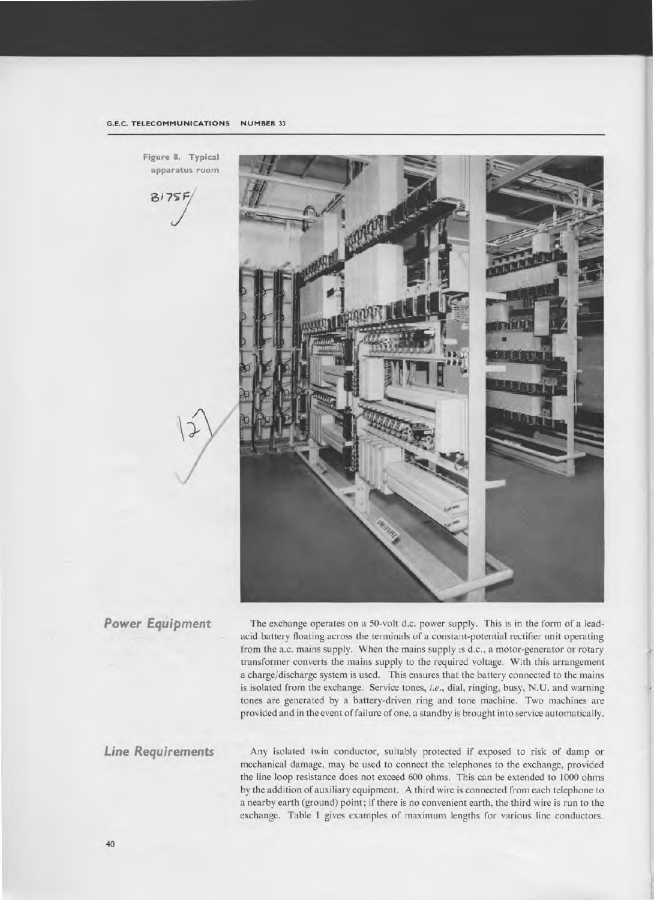Figure 8. Typical apparatus room

## Power Equipment

The exchange operates on a 50-volt d.c. power supply. This is in the form of a lead-acid battery floating across the terminals of a constant-potential rectifier unit operating from the a.c. mains supply. When the mains supply is d.c., a motor-generator or rotary transformer converts the mains supply to the required voltage. With this arrangement a charge/discharge system is used. This ensures that the battery connected to the mains is isolated from the exchange. Service tones, *i.e.*, dial, ringing, busy, N.U. and warning tones are generated by a battery-driven ring and tone machine. Two machines are provided and in the event of failure of one, a standby is brought into service automatically.

## Line Requirements

Any isolated twin conductor, suitably protected if exposed to risk of damp or mechanical damage, may be used to connect the telephones to the exchange, provided the line loop resistance does not exceed 600 ohms. This can be extended to 1000 ohms by the addition of auxiliary equipment. A third wire is connected from each telephone to a nearby earth (ground) point; if there is no convenient earth, the third wire is run to the exchange. Table 1 gives examples of maximum lengths for various line conductors.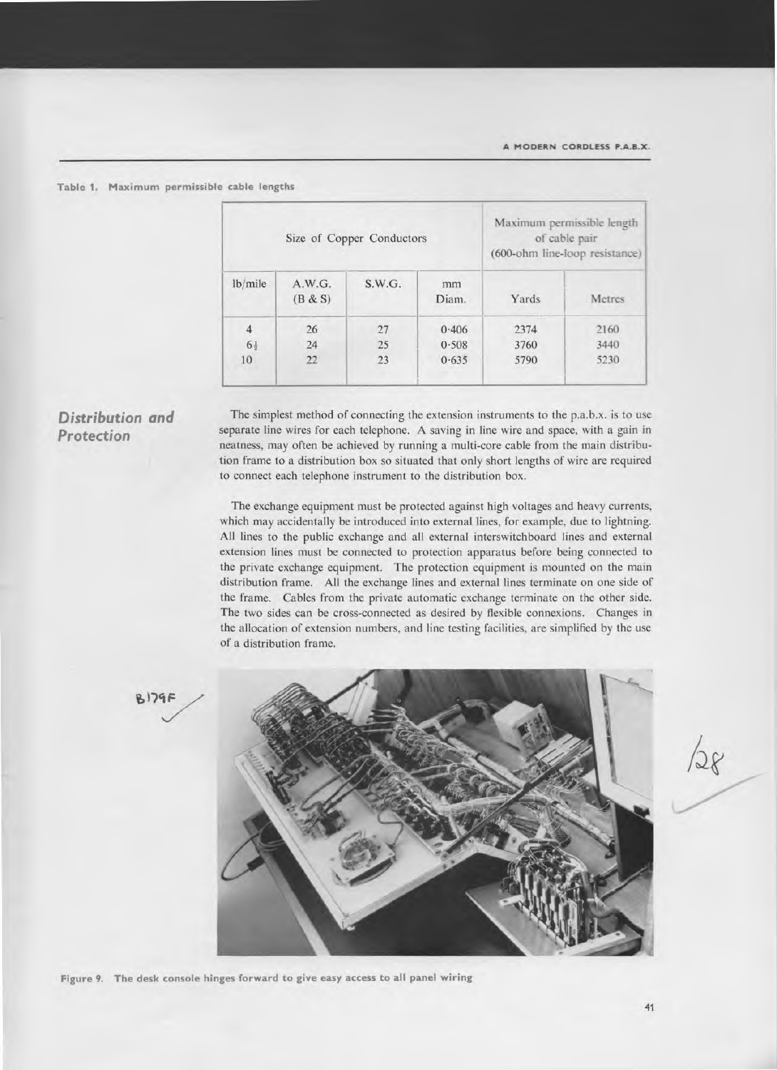Table 1. Maximum permissible cable lengths

| Size of Copper Conductors | | | | Maximum permissible length of cable pair (600-ohm line-loop resistance) | |
|---|---|---|---|---|---|
| lb/mile | A.W.G. (B & S) | S.W.G. | mm Diam. | Yards | Metres |
| 4 | 26 | 27 | 0·406 | 2374 | 2160 |
| 6½ | 24 | 25 | 0·508 | 3760 | 3440 |
| 10 | 22 | 23 | 0·635 | 5790 | 5230 |

## *Distribution and Protection*

The simplest method of connecting the extension instruments to the p.a.b.x. is to use separate line wires for each telephone. A saving in line wire and space, with a gain in neatness, may often be achieved by running a multi-core cable from the main distribution frame to a distribution box so situated that only short lengths of wire are required to connect each telephone instrument to the distribution box.

The exchange equipment must be protected against high voltages and heavy currents, which may accidentally be introduced into external lines, for example, due to lightning. All lines to the public exchange and all external interswitchboard lines and external extension lines must be connected to protection apparatus before being connected to the private exchange equipment. The protection equipment is mounted on the main distribution frame. All the exchange lines and external lines terminate on one side of the frame. Cables from the private automatic exchange terminate on the other side. The two sides can be cross-connected as desired by flexible connexions. Changes in the allocation of extension numbers, and line testing facilities, are simplified by the use of a distribution frame.

Figure 9. The desk console hinges forward to give easy access to all panel wiring